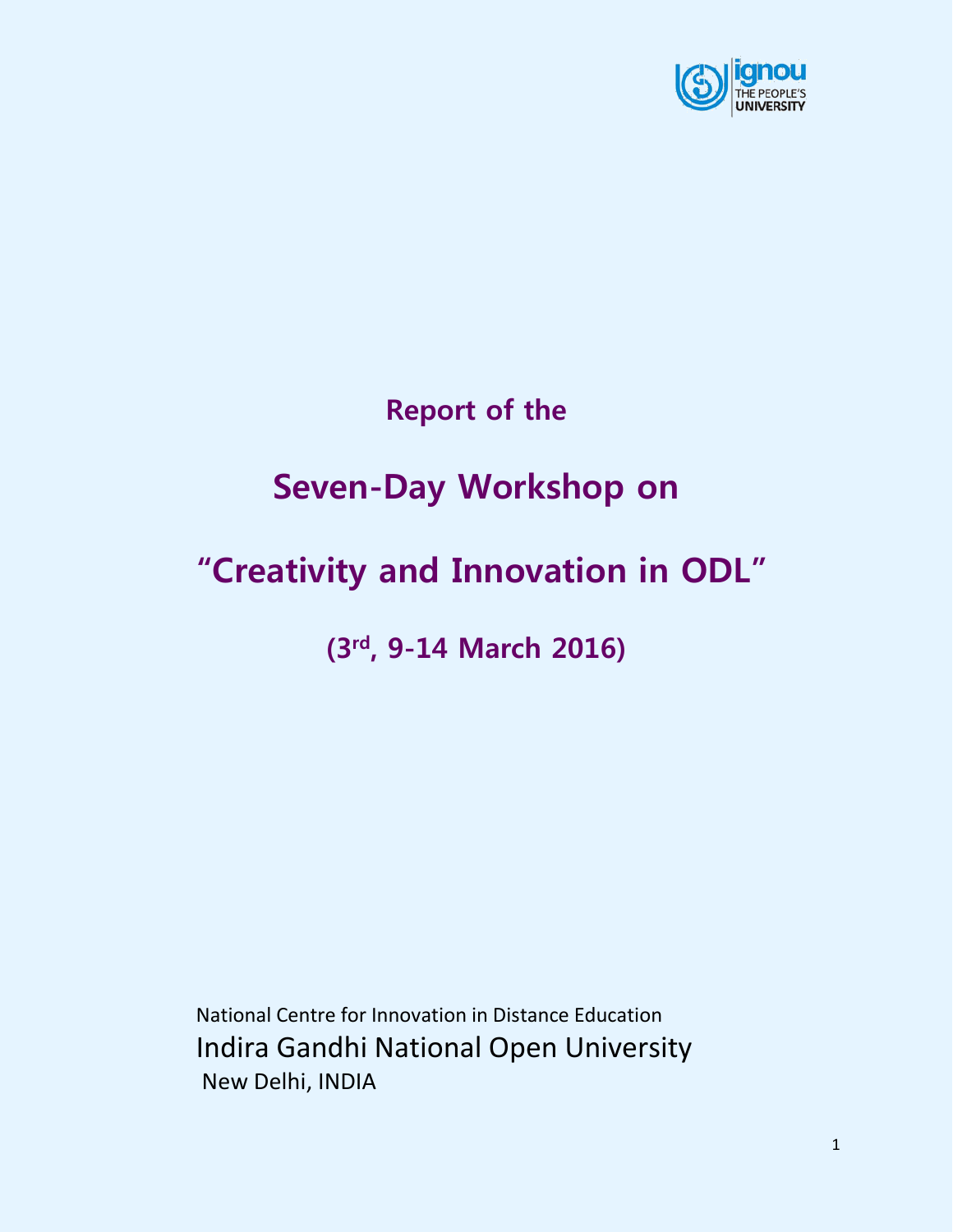ignou THE PEOPLE'S UNIVERSITY

## Report of the

# Seven-Day Workshop on

# "Creativity and Innovation in ODL"

## (3rd, 9-14 March 2016)

National Centre for Innovation in Distance Education

Indira Gandhi National Open University

New Delhi, INDIA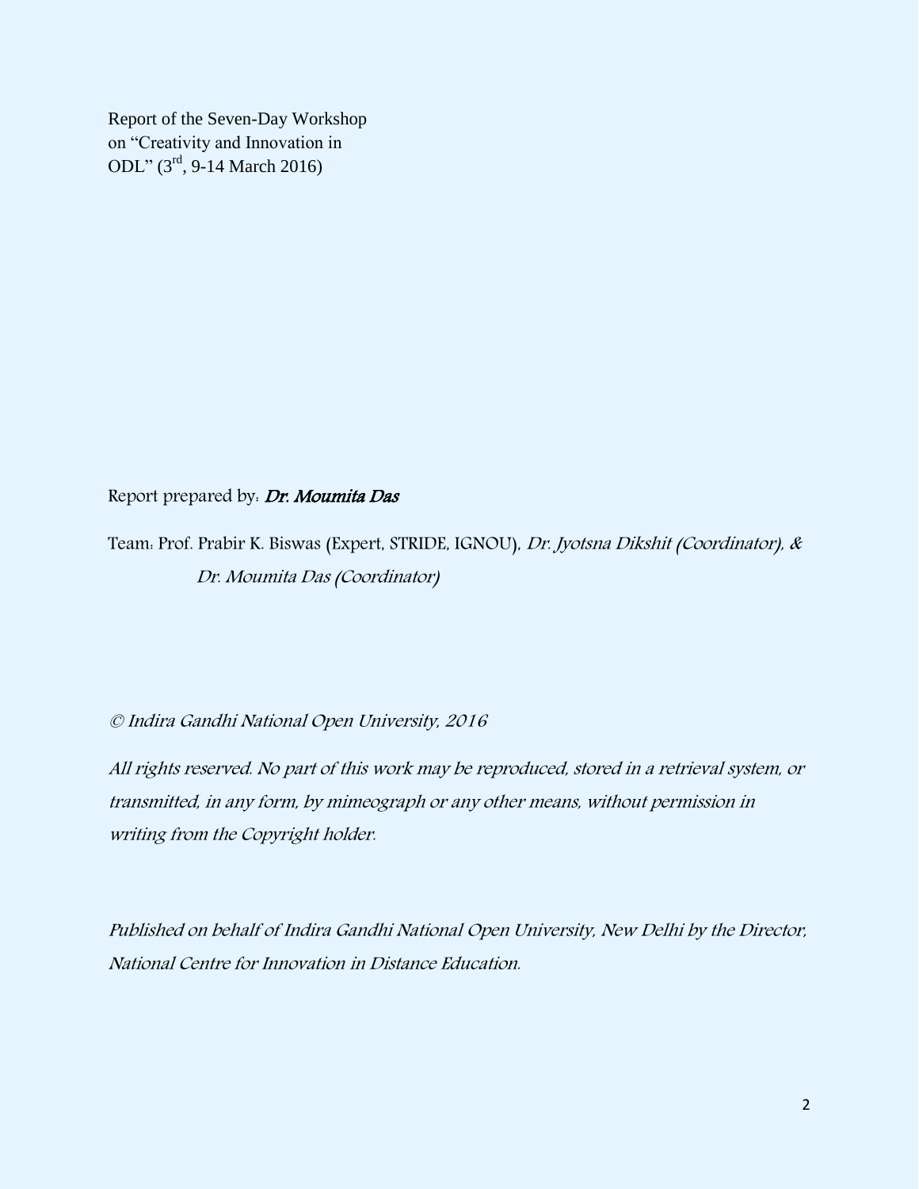Report of the Seven-Day Workshop on "Creativity and Innovation in ODL" (3rd, 9-14 March 2016)

Report prepared by: ***Dr. Moumita Das***

Team: Prof. Prabir K. Biswas (Expert, STRIDE, IGNOU), *Dr. Jyotsna Dikshit (Coordinator), & Dr. Moumita Das (Coordinator)*

*© Indira Gandhi National Open University, 2016*

*All rights reserved. No part of this work may be reproduced, stored in a retrieval system, or transmitted, in any form, by mimeograph or any other means, without permission in writing from the Copyright holder.*

*Published on behalf of Indira Gandhi National Open University, New Delhi by the Director, National Centre for Innovation in Distance Education.*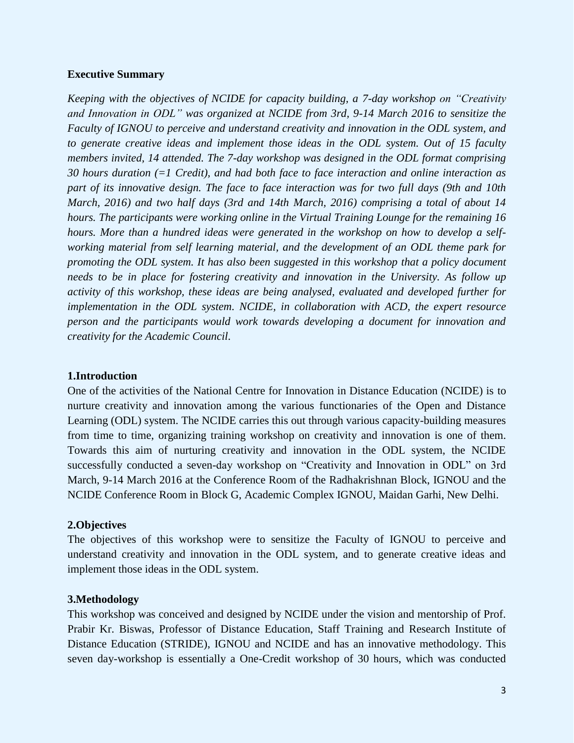## Executive Summary

*Keeping with the objectives of NCIDE for capacity building, a 7-day workshop on "Creativity and Innovation in ODL" was organized at NCIDE from 3rd, 9-14 March 2016 to sensitize the Faculty of IGNOU to perceive and understand creativity and innovation in the ODL system, and to generate creative ideas and implement those ideas in the ODL system. Out of 15 faculty members invited, 14 attended. The 7-day workshop was designed in the ODL format comprising 30 hours duration (=1 Credit), and had both face to face interaction and online interaction as part of its innovative design. The face to face interaction was for two full days (9th and 10th March, 2016) and two half days (3rd and 14th March, 2016) comprising a total of about 14 hours. The participants were working online in the Virtual Training Lounge for the remaining 16 hours. More than a hundred ideas were generated in the workshop on how to develop a self-working material from self learning material, and the development of an ODL theme park for promoting the ODL system. It has also been suggested in this workshop that a policy document needs to be in place for fostering creativity and innovation in the University. As follow up activity of this workshop, these ideas are being analysed, evaluated and developed further for implementation in the ODL system. NCIDE, in collaboration with ACD, the expert resource person and the participants would work towards developing a document for innovation and creativity for the Academic Council.*

## 1.Introduction

One of the activities of the National Centre for Innovation in Distance Education (NCIDE) is to nurture creativity and innovation among the various functionaries of the Open and Distance Learning (ODL) system. The NCIDE carries this out through various capacity-building measures from time to time, organizing training workshop on creativity and innovation is one of them. Towards this aim of nurturing creativity and innovation in the ODL system, the NCIDE successfully conducted a seven-day workshop on "Creativity and Innovation in ODL" on 3rd March, 9-14 March 2016 at the Conference Room of the Radhakrishnan Block, IGNOU and the NCIDE Conference Room in Block G, Academic Complex IGNOU, Maidan Garhi, New Delhi.

## 2.Objectives

The objectives of this workshop were to sensitize the Faculty of IGNOU to perceive and understand creativity and innovation in the ODL system, and to generate creative ideas and implement those ideas in the ODL system.

## 3.Methodology

This workshop was conceived and designed by NCIDE under the vision and mentorship of Prof. Prabir Kr. Biswas, Professor of Distance Education, Staff Training and Research Institute of Distance Education (STRIDE), IGNOU and NCIDE and has an innovative methodology. This seven day-workshop is essentially a One-Credit workshop of 30 hours, which was conducted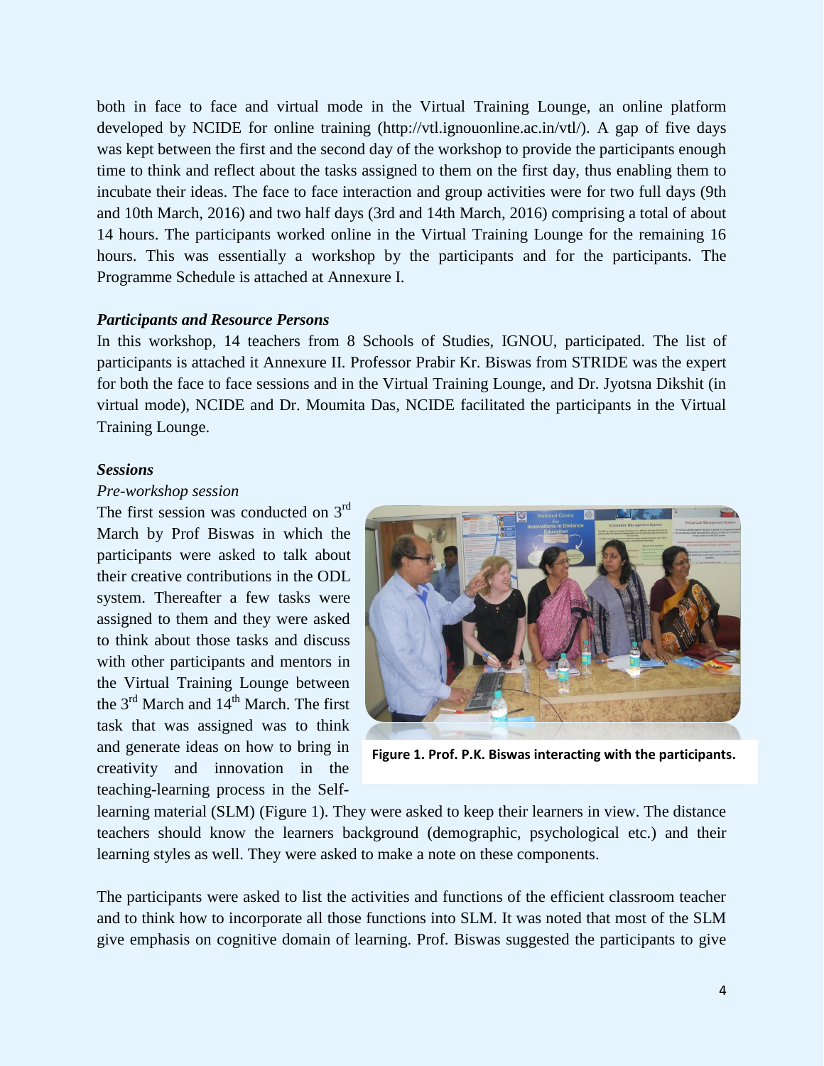both in face to face and virtual mode in the Virtual Training Lounge, an online platform developed by NCIDE for online training (http://vtl.ignouonline.ac.in/vtl/). A gap of five days was kept between the first and the second day of the workshop to provide the participants enough time to think and reflect about the tasks assigned to them on the first day, thus enabling them to incubate their ideas. The face to face interaction and group activities were for two full days (9th and 10th March, 2016) and two half days (3rd and 14th March, 2016) comprising a total of about 14 hours. The participants worked online in the Virtual Training Lounge for the remaining 16 hours. This was essentially a workshop by the participants and for the participants. The Programme Schedule is attached at Annexure I.

***Participants and Resource Persons***

In this workshop, 14 teachers from 8 Schools of Studies, IGNOU, participated. The list of participants is attached it Annexure II. Professor Prabir Kr. Biswas from STRIDE was the expert for both the face to face sessions and in the Virtual Training Lounge, and Dr. Jyotsna Dikshit (in virtual mode), NCIDE and Dr. Moumita Das, NCIDE facilitated the participants in the Virtual Training Lounge.

***Sessions***

*Pre-workshop session*

The first session was conducted on 3rd March by Prof Biswas in which the participants were asked to talk about their creative contributions in the ODL system. Thereafter a few tasks were assigned to them and they were asked to think about those tasks and discuss with other participants and mentors in the Virtual Training Lounge between the 3rd March and 14th March. The first task that was assigned was to think and generate ideas on how to bring in creativity and innovation in the teaching-learning process in the Self-learning material (SLM) (Figure 1). They were asked to keep their learners in view. The distance teachers should know the learners background (demographic, psychological etc.) and their learning styles as well. They were asked to make a note on these components.

**Figure 1. Prof. P.K. Biswas interacting with the participants.**

The participants were asked to list the activities and functions of the efficient classroom teacher and to think how to incorporate all those functions into SLM. It was noted that most of the SLM give emphasis on cognitive domain of learning. Prof. Biswas suggested the participants to give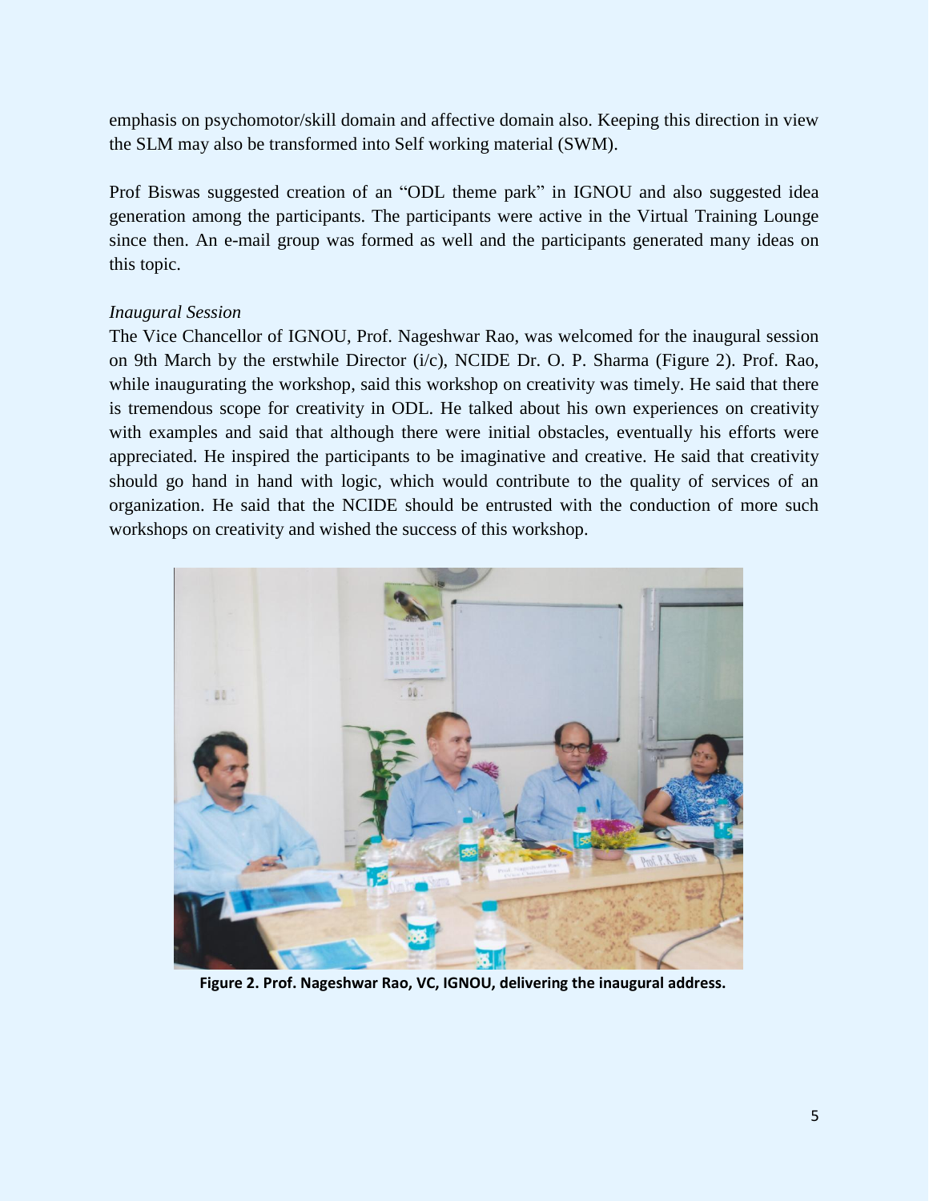emphasis on psychomotor/skill domain and affective domain also. Keeping this direction in view the SLM may also be transformed into Self working material (SWM).

Prof Biswas suggested creation of an "ODL theme park" in IGNOU and also suggested idea generation among the participants. The participants were active in the Virtual Training Lounge since then. An e-mail group was formed as well and the participants generated many ideas on this topic.

*Inaugural Session*

The Vice Chancellor of IGNOU, Prof. Nageshwar Rao, was welcomed for the inaugural session on 9th March by the erstwhile Director (i/c), NCIDE Dr. O. P. Sharma (Figure 2). Prof. Rao, while inaugurating the workshop, said this workshop on creativity was timely. He said that there is tremendous scope for creativity in ODL. He talked about his own experiences on creativity with examples and said that although there were initial obstacles, eventually his efforts were appreciated. He inspired the participants to be imaginative and creative. He said that creativity should go hand in hand with logic, which would contribute to the quality of services of an organization. He said that the NCIDE should be entrusted with the conduction of more such workshops on creativity and wished the success of this workshop.

**Figure 2. Prof. Nageshwar Rao, VC, IGNOU, delivering the inaugural address.**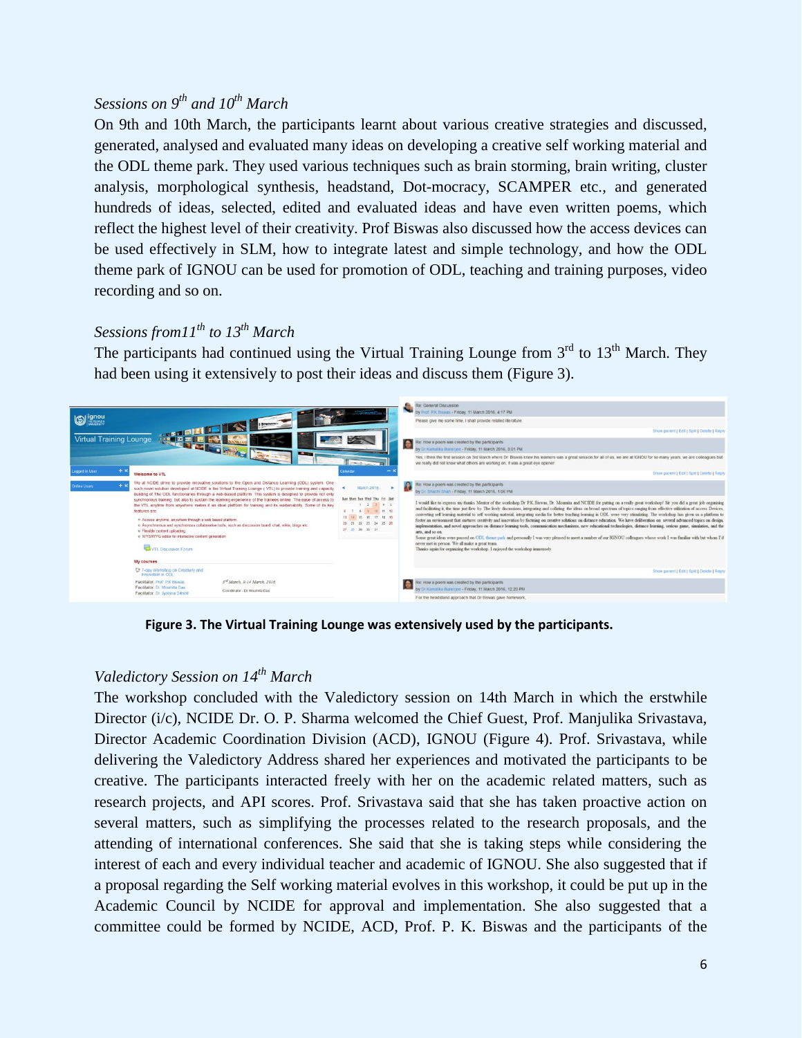*Sessions on 9th and 10th March*

On 9th and 10th March, the participants learnt about various creative strategies and discussed, generated, analysed and evaluated many ideas on developing a creative self working material and the ODL theme park. They used various techniques such as brain storming, brain writing, cluster analysis, morphological synthesis, headstand, Dot-mocracy, SCAMPER etc., and generated hundreds of ideas, selected, edited and evaluated ideas and have even written poems, which reflect the highest level of their creativity. Prof Biswas also discussed how the access devices can be used effectively in SLM, how to integrate latest and simple technology, and how the ODL theme park of IGNOU can be used for promotion of ODL, teaching and training purposes, video recording and so on.

*Sessions from11th to 13th March*

The participants had continued using the Virtual Training Lounge from 3rd to 13th March. They had been using it extensively to post their ideas and discuss them (Figure 3).

**Figure 3. The Virtual Training Lounge was extensively used by the participants.**

*Valedictory Session on 14th March*

The workshop concluded with the Valedictory session on 14th March in which the erstwhile Director (i/c), NCIDE Dr. O. P. Sharma welcomed the Chief Guest, Prof. Manjulika Srivastava, Director Academic Coordination Division (ACD), IGNOU (Figure 4). Prof. Srivastava, while delivering the Valedictory Address shared her experiences and motivated the participants to be creative. The participants interacted freely with her on the academic related matters, such as research projects, and API scores. Prof. Srivastava said that she has taken proactive action on several matters, such as simplifying the processes related to the research proposals, and the attending of international conferences. She said that she is taking steps while considering the interest of each and every individual teacher and academic of IGNOU. She also suggested that if a proposal regarding the Self working material evolves in this workshop, it could be put up in the Academic Council by NCIDE for approval and implementation. She also suggested that a committee could be formed by NCIDE, ACD, Prof. P. K. Biswas and the participants of the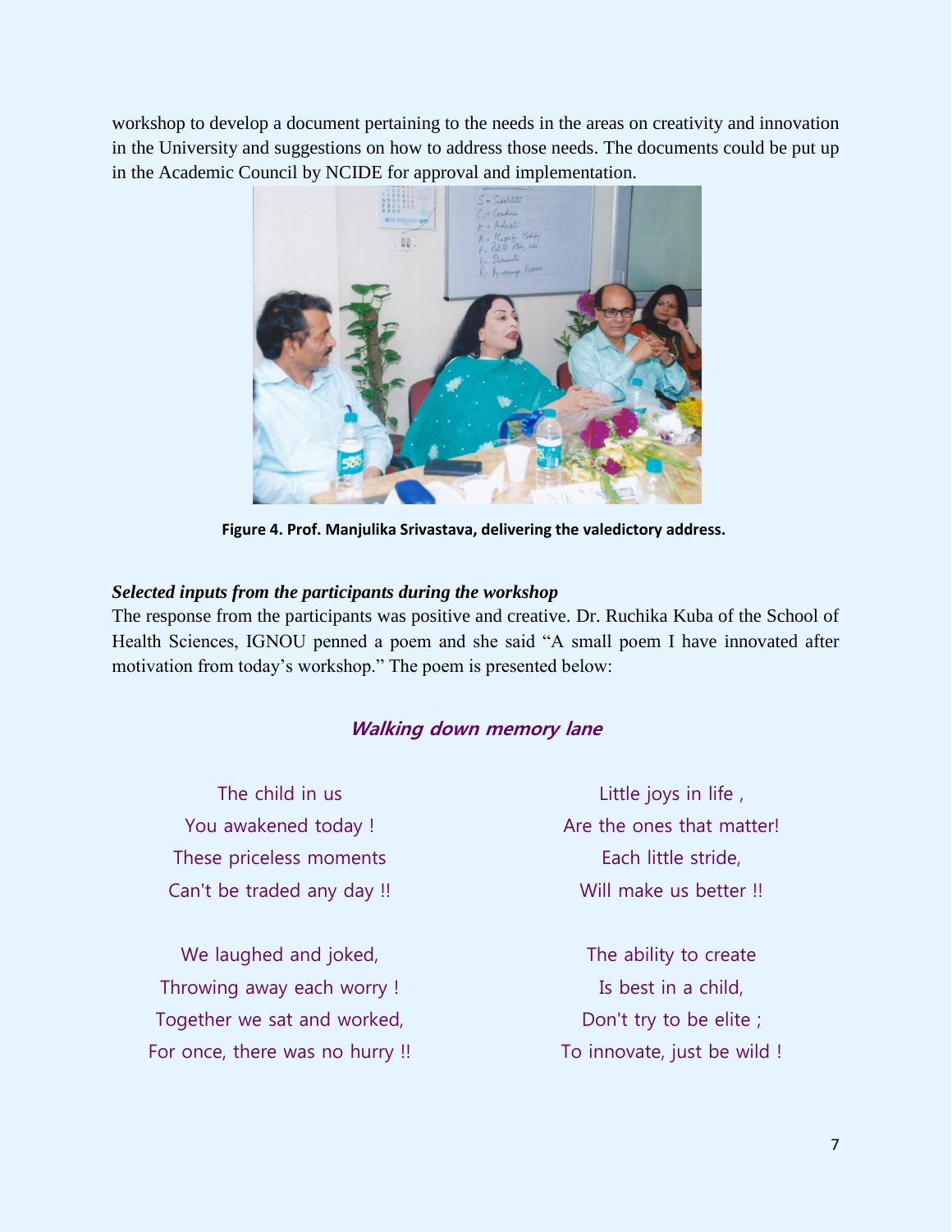workshop to develop a document pertaining to the needs in the areas on creativity and innovation in the University and suggestions on how to address those needs. The documents could be put up in the Academic Council by NCIDE for approval and implementation.

**Figure 4. Prof. Manjulika Srivastava, delivering the valedictory address.**

***Selected inputs from the participants during the workshop***

The response from the participants was positive and creative. Dr. Ruchika Kuba of the School of Health Sciences, IGNOU penned a poem and she said "A small poem I have innovated after motivation from today's workshop." The poem is presented below:

### *Walking down memory lane*

The child in us
You awakened today !
These priceless moments
Can't be traded any day !!

We laughed and joked,
Throwing away each worry !
Together we sat and worked,
For once, there was no hurry !!

Little joys in life ,
Are the ones that matter!
Each little stride,
Will make us better !!

The ability to create
Is best in a child,
Don't try to be elite ;
To innovate, just be wild !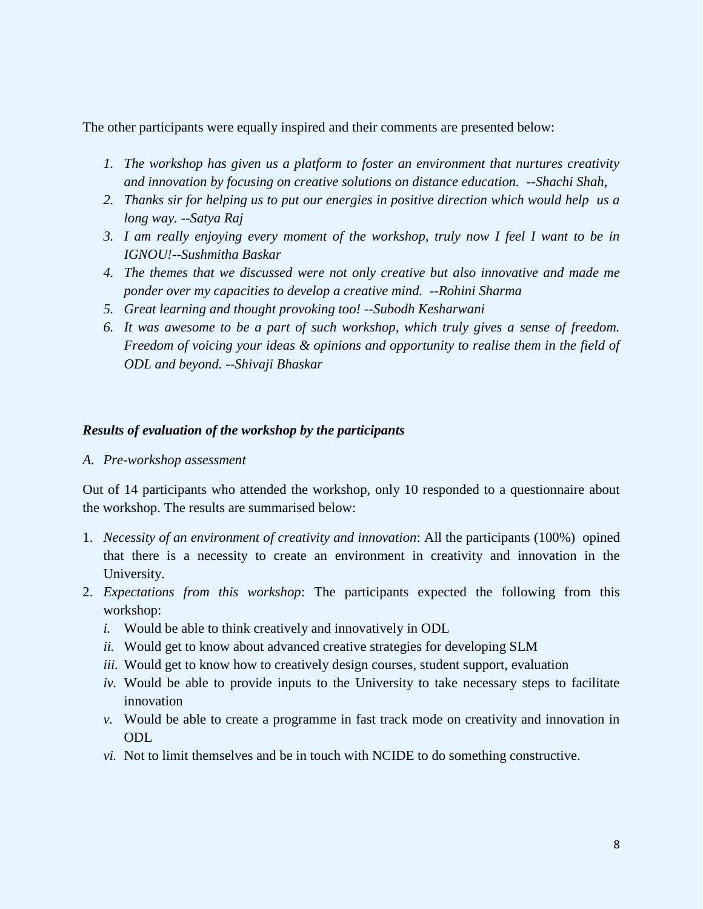The other participants were equally inspired and their comments are presented below:

1. *The workshop has given us a platform to foster an environment that nurtures creativity and innovation by focusing on creative solutions on distance education. --Shachi Shah,*
2. *Thanks sir for helping us to put our energies in positive direction which would help us a long way. --Satya Raj*
3. *I am really enjoying every moment of the workshop, truly now I feel I want to be in IGNOU!--Sushmitha Baskar*
4. *The themes that we discussed were not only creative but also innovative and made me ponder over my capacities to develop a creative mind. --Rohini Sharma*
5. *Great learning and thought provoking too! --Subodh Kesharwani*
6. *It was awesome to be a part of such workshop, which truly gives a sense of freedom. Freedom of voicing your ideas & opinions and opportunity to realise them in the field of ODL and beyond. --Shivaji Bhaskar*

***Results of evaluation of the workshop by the participants***

*A. Pre-workshop assessment*

Out of 14 participants who attended the workshop, only 10 responded to a questionnaire about the workshop. The results are summarised below:

1. *Necessity of an environment of creativity and innovation*: All the participants (100%) opined that there is a necessity to create an environment in creativity and innovation in the University.
2. *Expectations from this workshop*: The participants expected the following from this workshop:
   *i.* Would be able to think creatively and innovatively in ODL
   *ii.* Would get to know about advanced creative strategies for developing SLM
   *iii.* Would get to know how to creatively design courses, student support, evaluation
   *iv.* Would be able to provide inputs to the University to take necessary steps to facilitate innovation
   *v.* Would be able to create a programme in fast track mode on creativity and innovation in ODL
   *vi.* Not to limit themselves and be in touch with NCIDE to do something constructive.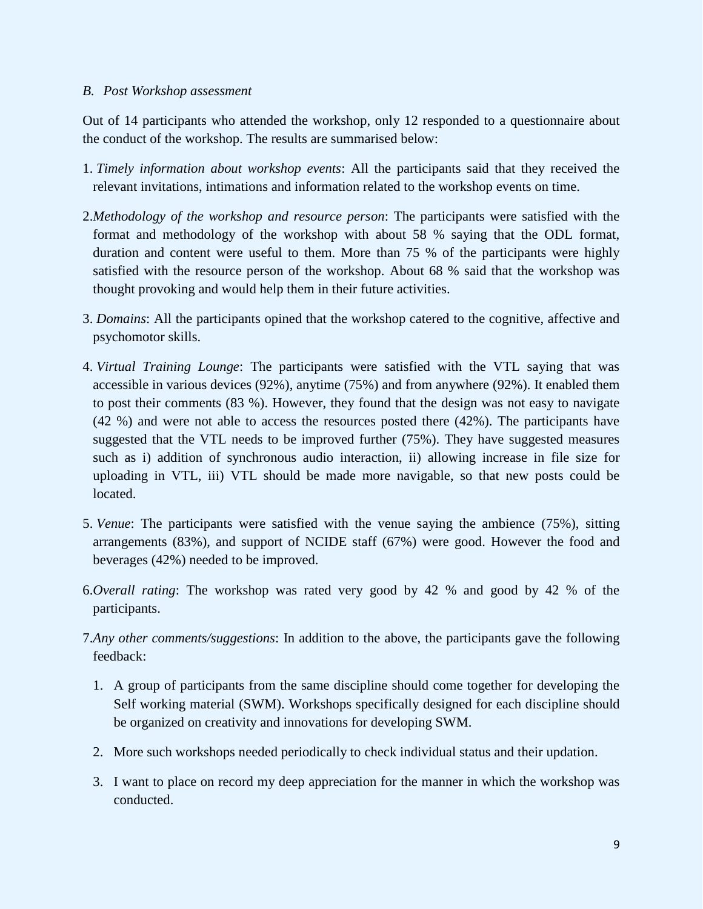*B. Post Workshop assessment*

Out of 14 participants who attended the workshop, only 12 responded to a questionnaire about the conduct of the workshop. The results are summarised below:

1. *Timely information about workshop events*: All the participants said that they received the relevant invitations, intimations and information related to the workshop events on time.

2. *Methodology of the workshop and resource person*: The participants were satisfied with the format and methodology of the workshop with about 58 % saying that the ODL format, duration and content were useful to them. More than 75 % of the participants were highly satisfied with the resource person of the workshop. About 68 % said that the workshop was thought provoking and would help them in their future activities.

3. *Domains*: All the participants opined that the workshop catered to the cognitive, affective and psychomotor skills.

4. *Virtual Training Lounge*: The participants were satisfied with the VTL saying that was accessible in various devices (92%), anytime (75%) and from anywhere (92%). It enabled them to post their comments (83 %). However, they found that the design was not easy to navigate (42 %) and were not able to access the resources posted there (42%). The participants have suggested that the VTL needs to be improved further (75%). They have suggested measures such as i) addition of synchronous audio interaction, ii) allowing increase in file size for uploading in VTL, iii) VTL should be made more navigable, so that new posts could be located.

5. *Venue*: The participants were satisfied with the venue saying the ambience (75%), sitting arrangements (83%), and support of NCIDE staff (67%) were good. However the food and beverages (42%) needed to be improved.

6. *Overall rating*: The workshop was rated very good by 42 % and good by 42 % of the participants.

7. *Any other comments/suggestions*: In addition to the above, the participants gave the following feedback:

    1. A group of participants from the same discipline should come together for developing the Self working material (SWM). Workshops specifically designed for each discipline should be organized on creativity and innovations for developing SWM.

    2. More such workshops needed periodically to check individual status and their updation.

    3. I want to place on record my deep appreciation for the manner in which the workshop was conducted.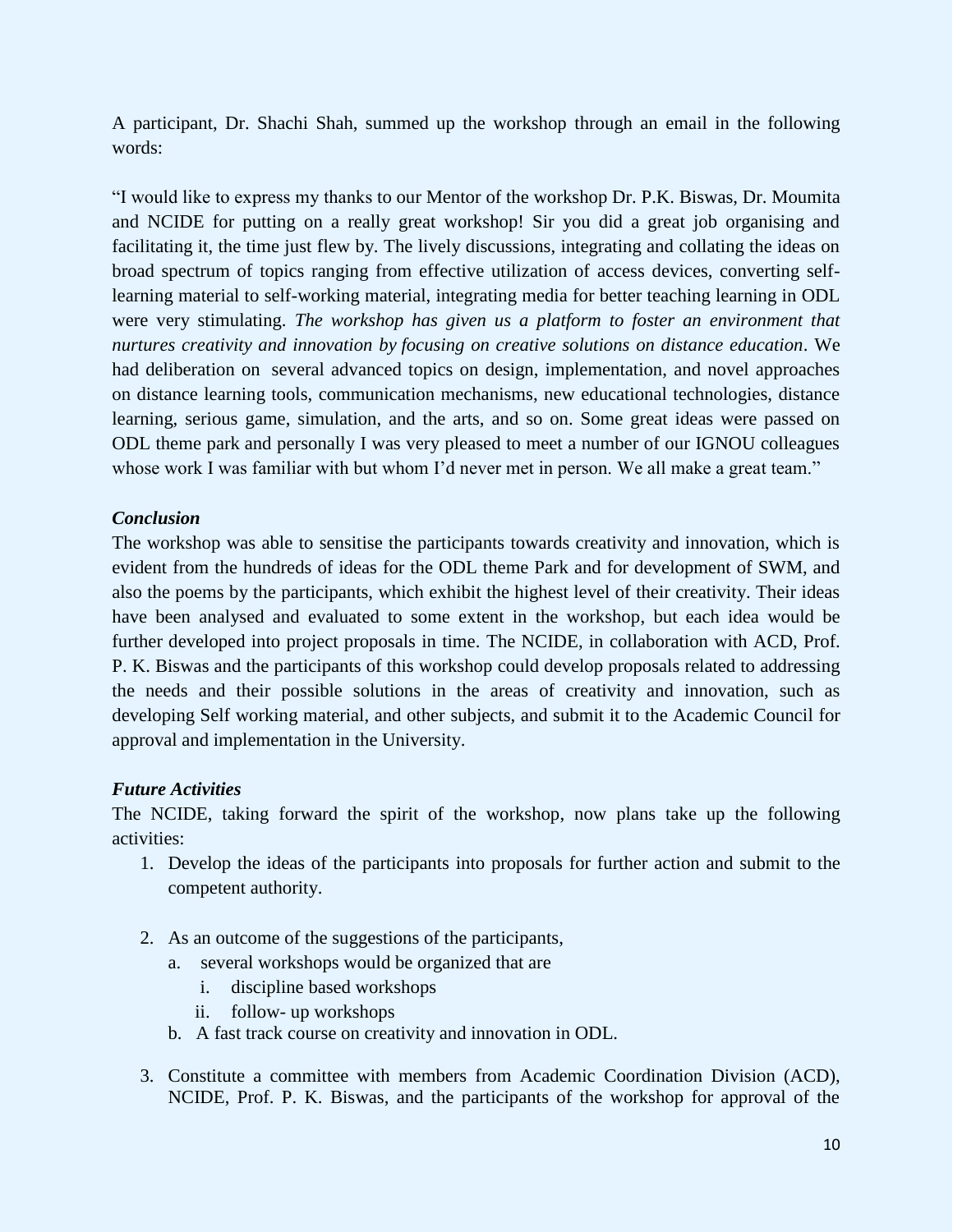A participant, Dr. Shachi Shah, summed up the workshop through an email in the following words:

"I would like to express my thanks to our Mentor of the workshop Dr. P.K. Biswas, Dr. Moumita and NCIDE for putting on a really great workshop! Sir you did a great job organising and facilitating it, the time just flew by. The lively discussions, integrating and collating the ideas on broad spectrum of topics ranging from effective utilization of access devices, converting self-learning material to self-working material, integrating media for better teaching learning in ODL were very stimulating. *The workshop has given us a platform to foster an environment that nurtures creativity and innovation by focusing on creative solutions on distance education*. We had deliberation on several advanced topics on design, implementation, and novel approaches on distance learning tools, communication mechanisms, new educational technologies, distance learning, serious game, simulation, and the arts, and so on. Some great ideas were passed on ODL theme park and personally I was very pleased to meet a number of our IGNOU colleagues whose work I was familiar with but whom I'd never met in person. We all make a great team."

***Conclusion***

The workshop was able to sensitise the participants towards creativity and innovation, which is evident from the hundreds of ideas for the ODL theme Park and for development of SWM, and also the poems by the participants, which exhibit the highest level of their creativity. Their ideas have been analysed and evaluated to some extent in the workshop, but each idea would be further developed into project proposals in time. The NCIDE, in collaboration with ACD, Prof. P. K. Biswas and the participants of this workshop could develop proposals related to addressing the needs and their possible solutions in the areas of creativity and innovation, such as developing Self working material, and other subjects, and submit it to the Academic Council for approval and implementation in the University.

***Future Activities***

The NCIDE, taking forward the spirit of the workshop, now plans take up the following activities:

1. Develop the ideas of the participants into proposals for further action and submit to the competent authority.

2. As an outcome of the suggestions of the participants,
   a. several workshops would be organized that are
      i. discipline based workshops
      ii. follow- up workshops
   b. A fast track course on creativity and innovation in ODL.

3. Constitute a committee with members from Academic Coordination Division (ACD), NCIDE, Prof. P. K. Biswas, and the participants of the workshop for approval of the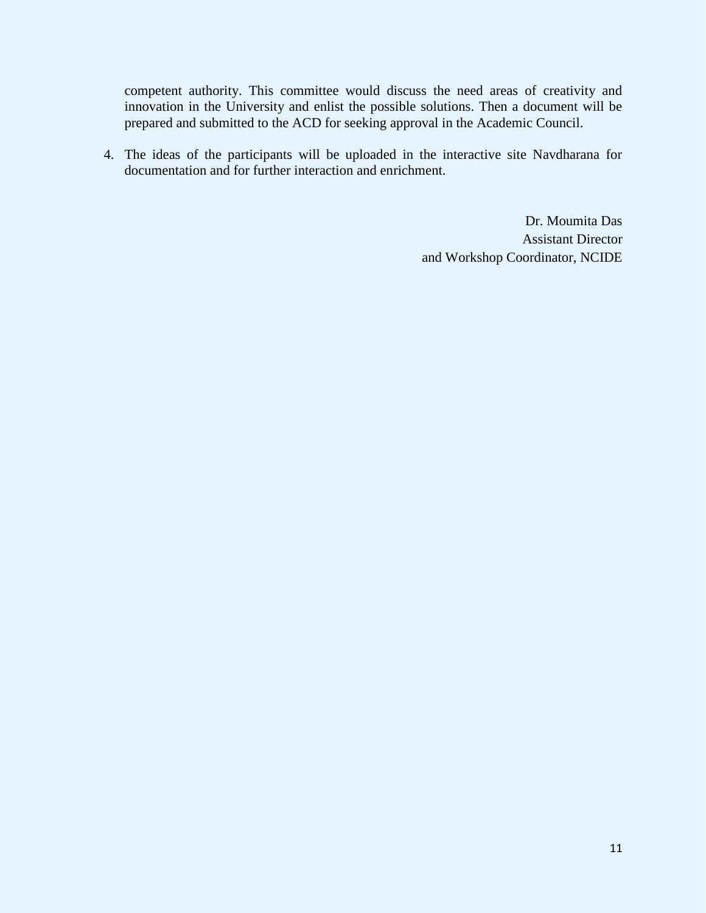competent authority. This committee would discuss the need areas of creativity and innovation in the University and enlist the possible solutions. Then a document will be prepared and submitted to the ACD for seeking approval in the Academic Council.

4. The ideas of the participants will be uploaded in the interactive site Navdharana for documentation and for further interaction and enrichment.

Dr. Moumita Das
Assistant Director
and Workshop Coordinator, NCIDE